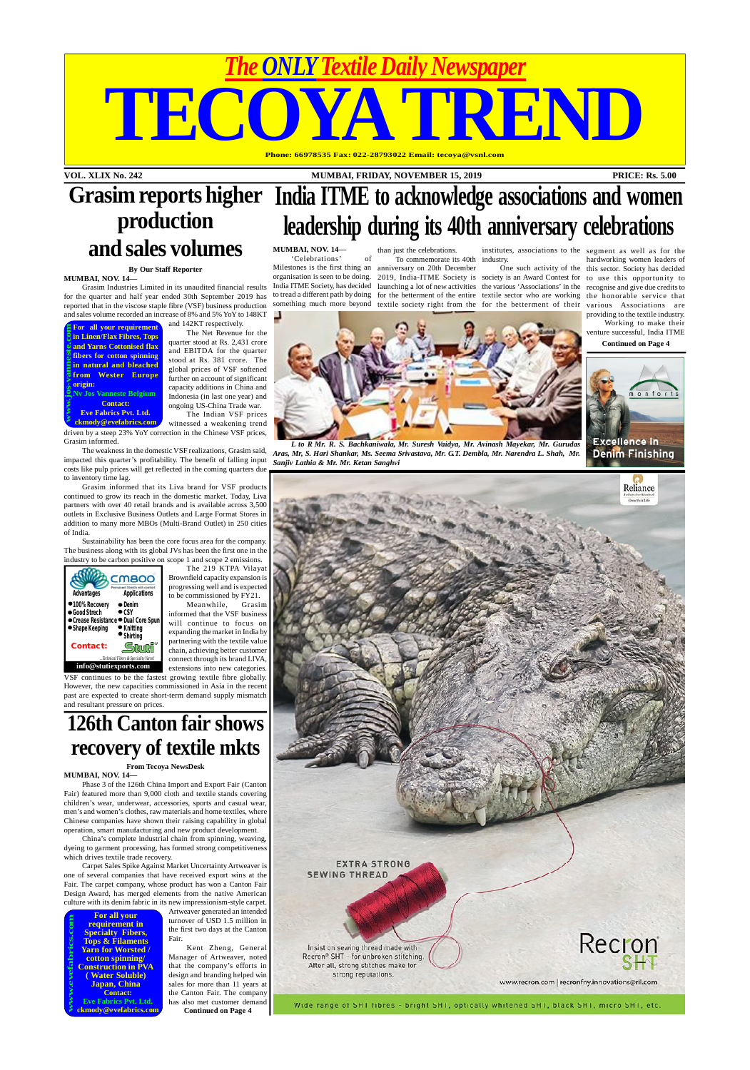# The ONLY Textile Daily Newspaper

# TECOYA TREND

Phone: 66978535 Fax: 022-28793022 Email: tecoya@vsnl.com

VOL. XLIX No. 242 — MUMBAI, FRIDAY, NOVEMBER 15, 2019 — PRICE: Rs. 5.00

## Grasim reports higher production and sales volumes

**By Our Staff Reporter**

**MUMBAI, NOV. 14—**

Grasim Industries Limited in its unaudited financial results for the quarter and half year ended 30th September 2019 has reported that in the viscose staple fibre (VSF) business production and sales volume recorded an increase of 8% and 5% YoY to 148KT and 142KT respectively.

The Net Revenue for the quarter stood at Rs. 2,431 crore and EBITDA for the quarter stood at Rs. 381 crore. The global prices of VSF softened further on account of significant capacity additions in China and Indonesia (in last one year) and ongoing US-China Trade war.

The Indian VSF prices witnessed a weakening trend driven by a steep 23% YoY correction in the Chinese VSF prices, Grasim informed.

The weakness in the domestic VSF realizations, Grasim said, impacted this quarter's profitability. The benefit of falling input costs like pulp prices will get reflected in the coming quarters due to inventory time lag.

Grasim informed that its Liva brand for VSF products continued to grow its reach in the domestic market. Today, Liva partners with over 40 retail brands and is available across 3,500 outlets in Exclusive Business Outlets and Large Format Stores in addition to many more MBOs (Multi-Brand Outlet) in 250 cities of India.

Sustainability has been the core focus area for the company. The business along with its global JVs has been the first one in the industry to be carbon positive on scope 1 and scope 2 emissions.

The 219 KTPA Vilayat Brownfield capacity expansion is progressing well and is expected to be commissioned by FY21.

Meanwhile, Grasim informed that the VSF business will continue to focus on expanding the market in India by partnering with the textile value chain, achieving better customer connect through its brand LIVA, extensions into new categories. VSF continues to be the fastest growing textile fibre globally. However, the new capacities commissioned in Asia in the recent past are expected to create short-term demand supply mismatch and resultant pressure on prices.

> **For all your requirement in Linen/Flax Fibres, Tops and Yarns Cottonised flax fibers for cotton spinning in natural and bleached from Wester Europe origin:**
> **Nv Jos Vanneste Belgium**
> **Contact:**
> **Eve Fabrics Pvt. Ltd.**
> **ckmody@evefabrics.com**
> www.jos-vanneste.com

> **CMBOO** Permanent Stretch with comfort
> Advantages: ● 100% Recovery ● Good Strech ● Crease Resistance ● Shape Keeping
> Applications: ● Denim ● CSY ● Dual Core Spun ● Knitting ● Shirting
> **Contact:** Stuti — Technical Fibers & Speciality Yarns
> **info@stutiexports.com**

## 126th Canton fair shows recovery of textile mkts

**From Tecoya NewsDesk**

**MUMBAI, NOV. 14—**

Phase 3 of the 126th China Import and Export Fair (Canton Fair) featured more than 9,000 cloth and textile stands covering children's wear, underwear, accessories, sports and casual wear, men's and women's clothes, raw materials and home textiles, where Chinese companies have shown their raising capability in global operation, smart manufacturing and new product development.

China's complete industrial chain from spinning, weaving, dyeing to garment processing, has formed strong competitiveness which drives textile trade recovery.

Carpet Sales Spike Against Market Uncertainty Artweaver is one of several companies that have received export wins at the Fair. The carpet company, whose product has won a Canton Fair Design Award, has merged elements from the native American culture with its denim fabric in its new impressionism-style carpet.

Artweaver generated an intended turnover of USD 1.5 million in the first two days at the Canton Fair.

Kent Zheng, General Manager of Artweaver, noted that the company's efforts in design and branding helped win sales for more than 11 years at the Canton Fair. The company has also met customer demand

**Continued on Page 4**

> **For all your requirement in Specialty Fibers, Tops & Filaments Yarn for Worsted / cotton spinning/ Construction in PVA ( Water Soluble) Japan, China**
> **Contact:**
> **Eve Fabrics Pvt. Ltd.**
> **ckmody@evefabrics.com**
> www.evefabrics.com

## India ITME to acknowledge associations and women leadership during its 40th anniversary celebrations

**MUMBAI, NOV. 14—**

'Celebrations' of Milestones is the first thing an organisation is seen to be doing. India ITME Society, has decided to tread a different path by doing something much more beyond than just the celebrations.

To commemorate its 40th anniversary on 20th December 2019, India-ITME Society is launching a lot of new activities for the betterment of the entire textile society right from the institutes, associations to the industry.

One such activity of the society is an Award Contest for the various 'Associations' in the textile sector who are working for the betterment of their segment as well as for the hardworking women leaders of this sector. Society has decided to use this opportunity to recognise and give due credits to the honorable service that various Associations are providing to the textile industry.

Working to make their venture successful, India ITME

**Continued on Page 4**

*L to R Mr. R. S. Bachkaniwala, Mr. Suresh Vaidya, Mr. Avinash Mayekar, Mr. Gurudas Aras, Mr, S. Hari Shankar, Ms. Seema Srivastava, Mr. G.T. Dembla, Mr. Narendra L. Shah, Mr. Sanjiv Lathia & Mr. Mr. Ketan Sanghvi*

> monforts — Excellence in Denim Finishing

> Reliance — Recron SHT
> EXTRA STRONG SEWING THREAD
> Insist on sewing thread made with Recron® SHT – for unbroken stitching. After all, strong stitches make for strong reputations.
> www.recron.com | recronfny.innovations@ril.com
> Wide range of SHT fibres – bright SHT, optically whitened SHT, black SHT, micro SHT, etc.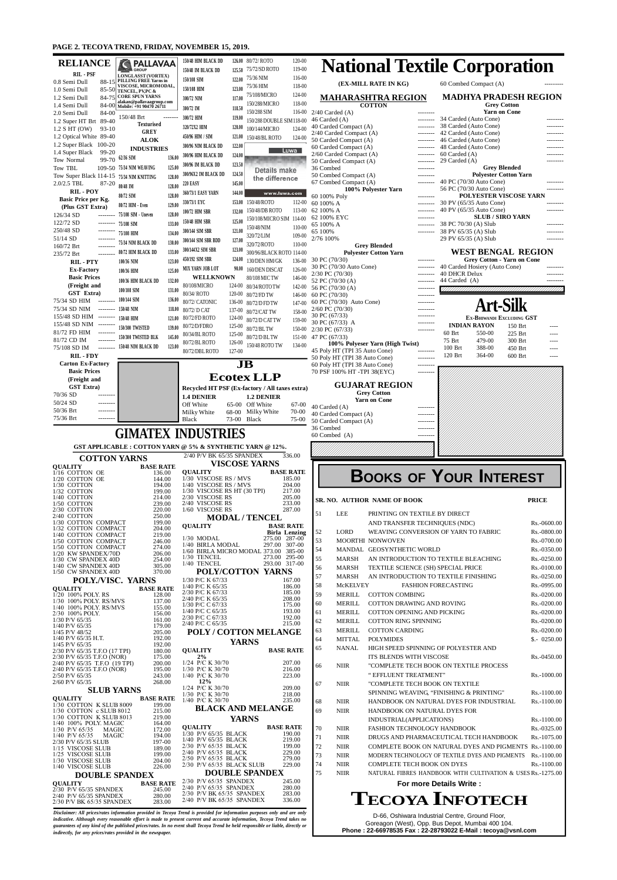## RELIANCE

**RIL - PSF**

| | |
|---|---|
| 0.8 Semi Dull | 88-15 |
| 1.0 Semi Dull | 85-50 |
| 1.2 Semi Dull | 84-75 |
| 1.4 Semi Dull | 84-00 |
| 2.0 Semi Dull | 84-00 |
| 1.2 Super HT Brt | 89-40 |
| 1.2 S HT (OW) | 93-10 |
| 1.2 Optical White | 89-40 |
| 1.2 Super Black | 100-20 |
| 1.4 Super Black | 99-20 |
| Tow Normal | 99-70 |
| Tow TBL | 109-50 |
| Tow Super Black | 114-15 |
| 2.0/2.5 TBL | 87-20 |

**RIL - POY**
**Basic Price per Kg. (Plus GST Extra)**

| | |
|---|---|
| 126/34 SD | -------- |
| 122/72 SD | -------- |
| 250/48 SD | -------- |
| 51/14 SD | -------- |
| 160/72 Brt | -------- |
| 235/72 Brt | -------- |

**RIL - PTY**
**Ex-Factory Basic Prices (Freight and GST Extra)**

| | |
|---|---|
| 75/34 SD HIM | -------- |
| 75/34 SD NIM | -------- |
| 155/48 SD HIM | -------- |
| 155/48 SD NIM | -------- |
| 81/72 FD HIM | -------- |
| 81/72 CD IM | -------- |
| 75/108 SD IM | -------- |

**RIL - FDY**
**Carton Ex-Factory Basic Prices (Freight and GST Extra)**

| | |
|---|---|
| 70/36 SD | -------- |
| 50/24 SD | -------- |
| 50/36 Brt | -------- |
| 75/36 Brt | -------- |

## PALLAVAA GROUP

LONGLASST (VORTEX) PILLING FREE Yarns in VISCOSE, MICROMODAL, TENCEL, PV,PC & CORE SPUN YARNS
alakan@pallavaagroup.com Mobile: +91 90470 26711

| | |
|---|---|
| 150/48 Brt | -------- |

**Texturised GREY**

**ALOK INDUSTRIES**

| | |
|---|---|
| 62/36 SIM | 136.00 |
| 75/34 NIM WEAVING | 125.00 |
| 75/34 NIM KNITTING | 128.00 |
| 80/48 IM | 128.00 |
| 80/72 SIM | 128.00 |
| 80/72 HIM - Even | 129.00 |
| 75/108 SIM - Uneven | 128.00 |
| 75/108 SIM | 133.00 |
| 75/108 HIM | 134.00 |
| 75/34 NIM BLACK DD | 130.00 |
| 80/72 HIM BLACK DD | 133.00 |
| 100/36 NIM | 123.00 |
| 100/36 HIM | 125.00 |
| 100/36 HIM BLACK DD | 132.00 |
| 100/108 SIM | 131.00 |
| 100/144 SIM | 136.00 |
| 150/48 NIM | 118.00 |
| 150/48 HIM | 121.00 |
| 150/300 TWISTED | 139.00 |
| 150/300 TWISTED BLK | 145.00 |
| 150/48 NIM BLACK DD | 123.00 |
| 150/48 HIM BLACK DD | 126.00 |
| 150/48 IM BLACK DD | 125.50 |
| 150/108 SIM | 122.00 |
| 150/108 HIM | 123.00 |
| 300/72 NIM | 117.00 |
| 300/72 IM | 118.50 |
| 300/72 HIM | 119.00 |
| 320/72X2 HIM | 120.00 |
| 450/96 HIM / SIM | 121.00 |
| 300/96 NIM BLACK DD | 122.00 |
| 300/96 HIM BLACK DD | 124.00 |
| 300/96 IM BLACK DD | 123.50 |
| 300/96X2 IM BLACK DD | 124.50 |
| 220 EASY | 145.00 |
| 360/73/1 EASY YARN | 144.00 |
| 330/73/1 EYC | 153.00 |
| 100/72 HIM SBR | 132.00 |
| 150/48 HIM SBR | 125.00 |
| 300/144 SIM SBR | 121.00 |
| 300/144 SIM SBR BDD | 127.00 |
| 300/144X2 SIM SBR | 123.00 |
| 450/192 SIM SBR | 124.00 |
| MIX YARN JOB LOT | 90.00 |

| | |
|---|---|
| 80/72/ ROTO | 120-00 |
| 75/72/SD ROTO | 119-00 |
| 75/36 NIM | 116-00 |
| 75/36 HIM | 118-00 |
| 75/108/MICRO | 124-00 |
| 150/288/MICRO | 118-00 |
| 150/288 SIM | 116-00 |
| 150/288 DOUBLE SIM | 118-00 |
| 100/144/MICRO | 124-00 |
| 150/48/BL ROTO | 124-00 |

Luwa — Details make the difference — www.luwa.com

| | |
|---|---|
| 150/48/ROTO | 112-00 |
| 150/48/DB ROTO | 113-00 |
| 150/108/MICRO SIM | 114-00 |
| 150/48/NIM | 110-00 |
| 320/72/LIM | 109-00 |
| 320/72/ROTO | 110-00 |
| 300/96/BLACK ROTO | 114-00 |
| 130/DEN HM/GK | 136-00 |
| 160/DEN DISCAT | 126-00 |

**WELLKNOWN**

| | | | |
|---|---|---|---|
| 80/108/MICRO | 124-00 | 80/108 MIC TW | 146-00 |
| 80/34/ ROTO | 120-00 | 80/34/ROTO TW | 142-00 |
| 80/72/ CATONIC | 136-00 | 80/72/FD TW | 146-00 |
| 80/72/ D CAT | 137-00 | 80/72/D FD TW | 147-00 |
| 80/72/FD ROTO | 124-00 | 80/72/CAT TW | 158-00 |
| 80/72/D/FDRO | 125-00 | 80/72/D CAT TW | 159-00 |
| 80/34/BL ROTO | 125-00 | 80/72/BL TW | 150-00 |
| 80/72/BL ROTO | 126-00 | 80/72/D BL TW | 151-00 |
| 80/72/DBL ROTO | 127-00 | 150/48 ROTO TW | 134-00 |

## JB

## Ecotex LLP

**Recycled HT PSF (Ex-factory / All taxes extra)**

| 1.4 DENIER | | 1.2 DENIER | |
|---|---|---|---|
| Off White | 65-00 | Off White | 67-00 |
| Milky White | 68-00 | Milky White | 70-00 |
| Black | 73-00 | Black | 75-00 |

# National Textile Corporation

**(EX-MILL RATE IN KG)**

## MAHARASHTRA REGION

**COTTON**

| | |
|---|---|
| 2/40 Carded (A) | -------- |
| 46 Carded (A) | -------- |
| 40 Carded Compact (A) | -------- |
| 2/40 Carded Compact (A) | -------- |
| 50 Carded Compact (A) | -------- |
| 60 Carded Compact (A) | -------- |
| 2/60 Carded Compact (A) | -------- |
| 50 Cardeed Compact (A) | -------- |
| 36 Combed | -------- |
| 50 Combed Compact (A) | -------- |
| 67 Combed Compact (A) | -------- |

**100% Polyester Yarn**

| | |
|---|---|
| 60 100% Poly | -------- |
| 60 100% A | -------- |
| 62 100% A | -------- |
| 62 100% EYC | -------- |
| 65 100% A | -------- |
| 65 100% | -------- |
| 2/76 100% | |

**Grey Blended Polyester Cotton Yarn**

| | |
|---|---|
| 30 PC (70/30) | -------- |
| 30 PC (70/30 Auto Cone) | -------- |
| 2/30 PC (70/30) | -------- |
| 52 PC (70/30 (A) | -------- |
| 56 PC (70/30 (A) | -------- |
| 60 PC (70/30) | -------- |
| 60 PC (70/30) Auto Cone) | -------- |
| 2/60 PC (70/30) | -------- |
| 30 PC (67/33) | -------- |
| 30 PC (67/33) A | -------- |
| 2/30 PC (67/33) | -------- |
| 47 PC (67/33) | -------- |

**100% Polyeser Yarn (High Twist)**

| | |
|---|---|
| 45 Poly HT (TPI 35 Auto Cone) | -------- |
| 50 Poly HT (TPI 38 Auto Cone) | -------- |
| 60 Poly HT (TPI 38 Auto Cone) | -------- |
| 70 PSF 100% HT -TPI 38(EYC) | -------- |

## GUJARAT REGION

**Grey Cotton Yarn on Cone**

| | |
|---|---|
| 40 Carded (A) | -------- |
| 40 Carded Compact (A) | -------- |
| 50 Carded Compact (A) | -------- |
| 36 Combed | -------- |
| 60 Combed (A) | -------- |

| | |
|---|---|
| 60 Combed Compact (A) | --------- |

## MADHYA PRADESH REGION

**Grey Cotton Yarn on Cone**

| | |
|---|---|
| 34 Carded (Auto Cone) | -------- |
| 38 Carded (Auto Cone) | -------- |
| 42 Carded (Auto Cone) | -------- |
| 46 Carded (Auto Cone) | -------- |
| 48 Carded (Auto Cone) | -------- |
| 60 Carded (A) | -------- |
| 29 Carded (A) | -------- |

**Grey Blended Polyester Cotton Yarn**

| | |
|---|---|
| 40 PC (70/30 Auto Cone) | -------- |
| 56 PC (70/30 Auto Cone) | -------- |

**POLYESTER VISCOSE YARN**

| | |
|---|---|
| 30 PV (65/35 Auto Cone) | -------- |
| 40 PV (65/35 Auto Cone) | -------- |

**SLUB / SIRO YARN**

| | |
|---|---|
| 38 PC 70/30 (A) Slub | -------- |
| 38 PV 65/35 (A) Slub | -------- |
| 29 PV 65/35 (A) Slub | -------- |

## WEST BENGAL REGION

**Grey Cotton - Yarn on Cone**

| | |
|---|---|
| 40 Carded Hosiery (Auto Cone) | -------- |
| 40 DHCR Delux | -------- |
| 44 Carded (A) | -------- |

## Art-Silk

**Ex-Bhiwandi Excluding GST**

| INDIAN RAYON | | | |
|---|---|---|---|
| 60 Brt | 550-00 | 225 Brt | ---- |
| 75 Brt | 479-00 | 300 Brt | ---- |
| 100 Brt | 388-00 | 450 Brt | ---- |
| 120 Brt | 364-00 | 600 Brt | ---- |

# GIMATEX INDUSTRIES

**GST APPLICABLE : COTTON YARN @ 5% & SYNTHETIC YARN @ 12%.**

### COTTON YARNS

| QUALITY | BASE RATE |
|---|---|
| 1/16 COTTON OE | 136.00 |
| 1/20 COTTON OE | 144.00 |
| 1/30 COTTON | 194.00 |
| 1/32 COTTON | 199.00 |
| 1/40 COTTON | 214.00 |
| 1/50 COTTON | 239.00 |
| 2/30 COTTON | 220.00 |
| 2/40 COTTON | 250.00 |
| 1/30 COTTON COMPACT | 199.00 |
| 1/32 COTTON COMPACT | 204.00 |
| 1/40 COTTON COMPACT | 219.00 |
| 1/50 COTTON COMPACT | 246.00 |
| 1/60 COTTON COMPACT | 274.00 |
| 1/20 KW SPANDEX/70D | 206.00 |
| 1/30 CW SPANDEX 40D | 254.00 |
| 1/40 CW SPANDEX 40D | 305.00 |
| 1/50 CW SPANDEX 40D | 370.00 |

### POLY./VISC. YARNS

| QUALITY | BASE RATE |
|---|---|
| 1/20 100% POLY. RS | 128.00 |
| 1/30 100% POLY. RS/MVS | 137.00 |
| 1/40 100% POLY. RS/MVS | 155.00 |
| 2/30 100% POLY. | 156.00 |
| 1/30 P/V 65/35 | 161.00 |
| 1/40 P/V 65/35 | 179.00 |
| 1/45 P/V 48/52 | 205.00 |
| 1/40 P/V 65/35 H.T. | 192.00 |
| 1/45 P/V 65/35 | 192.00 |
| 2/30 P/V 65/35 T.F.O (17 TPI) | 180.00 |
| 2/30 P/V 65/35 T.F.O (NOR) | 175.00 |
| 2/40 P/V 65/35 T.F.O (19 TPI) | 200.00 |
| 2/40 P/V 65/35 T.F.O (NOR) | 195.00 |
| 2/50 P/V 65/35 | 243.00 |
| 2/60 P/V 65/35 | 268.00 |

### SLUB YARNS

| QUALITY | BASE RATE |
|---|---|
| 1/30 COTTON K SLUB 8009 | 199.00 |
| 1/30 COTTON c SLUB 8012 | 215.00 |
| 1/30 COTTON K SLUB 8013 | 219.00 |
| 1/40 100% POLY. MAGIC | 164.00 |
| 1/30 P/V 65/35 MAGIC | 172.00 |
| 1/40 P/V 65/35 MAGIC | 194.00 |
| 2/30 P/V 65/35 SLUB | 197.00 |
| 1/15 VISCOSE SLUB | 189.00 |
| 1/25 VISCOSE SLUB | 199.00 |
| 1/30 VISCOSE SLUB | 204.00 |
| 1/40 VISCOSE SLUB | 226.00 |

### DOUBLE SPANDEX

| QUALITY | BASE RATE |
|---|---|
| 2/30 P/V 65/35 SPANDEX | 245.00 |
| 2/40 P/V 65/35 SPANDEX | 280.00 |
| 2/30 P/V BK 65/35 SPANDEX | 283.00 |
| 2/40 P/V BK 65/35 SPANDEX | 336.00 |

### VISCOSE YARNS

| QUALITY | BASE RATE |
|---|---|
| 1/30 VISCOSE RS / MVS | 185.00 |
| 1/40 VISCOSE RS / MVS | 204.00 |
| 1/30 VISCOSE RS HT (30 TPI) | 217.00 |
| 2/30 VISCOSE RS | 205.00 |
| 2/40 VISCOSE RS | 233.00 |
| 1/60 VISCOSE RS | 287.00 |

### MODAL / TENCEL

| QUALITY | BASE RATE Birla | Lenzing |
|---|---|---|
| 1/30 MODAL | 275.00 | 287-00 |
| 1/40 BIRLA MODAL | 297.00 | 307-00 |
| 1/60 BIRLA MICRO MODAL | 373.00 | 385-00 |
| 1/30 TENCEL | 273.00 | 295-00 |
| 1/40 TENCEL | 293.00 | 317-00 |

### POLY/COTTON YARNS

| | |
|---|---|
| 1/30 P/C K 67/33 | 167.00 |
| 1/40 P/C K 65/35 | 186.00 |
| 2/30 P/C K 67/33 | 185.00 |
| 2/40 P/C K 65/35 | 208.00 |
| 1/30 P/C C 67/33 | 175.00 |
| 1/40 P/C C 65/35 | 193.00 |
| 2/30 P/C C 67/33 | 192.00 |
| 2/40 P/C C 65/35 | 215.00 |

### POLY / COTTON MELANGE YARNS

| QUALITY | BASE RATE |
|---|---|
| **2%** | |
| 1/24 P/C K 30/70 | 207.00 |
| 1/30 P/C K 30/70 | 216.00 |
| 1/40 P/C K 30/70 | 223.00 |
| **12%** | |
| 1/24 P/C K 30/70 | 209.00 |
| 1/30 P/C K 30/70 | 218.00 |
| 1/40 P/C K 30/70 | 235.00 |

### BLACK AND MELANGE YARNS

| QUALITY | BASE RATE |
|---|---|
| 1/30 P/V 65/35 BLACK | 190.00 |
| 1/40 P/V 65/35 BLACK | 219.00 |
| 2/30 P/V 65/35 BLACK | 199.00 |
| 2/40 P/V 65/35 BLACK | 229.00 |
| 2/50 P/V 65/35 BLACK | 279.00 |
| 2/30 P/V 65/35 BLACK SLUB | 229.00 |

### DOUBLE SPANDEX

| | |
|---|---|
| 2/30 P/V 65/35 SPANDEX | 245.00 |
| 2/40 P/V 65/35 SPANDEX | 280.00 |
| 2/30 P/V BK 65/35 SPANDEX | 283.00 |
| 2/40 P/V BK 65/35 SPANDEX | 336.00 |

*Disclaimer: All prices/rates information provided in Tecoya Trend is provided for information purposes only and are only indicative. Although every reasonable effort is made to present current and accurate information, Tecoya Trend takes no guarantees of any kind of the published prices/rates. In no event shall Tecoya Trend be held responsible or liable, directly or indirectly, for any prices/rates provided in the newspaper.*

# Books of Your Interest

| SR. NO. | AUTHOR | NAME OF BOOK | PRICE |
|---|---|---|---|
| 51 | LEE | PRINTING ON TEXTILE BY DIRECT AND TRANSFER TECHNIQUES (NDC) | Rs.-0600.00 |
| 52 | LORD | WEAVING CONVERSION OF YARN TO FABRIC | Rs.-0800.00 |
| 53 | MOORTHI | NONWOVEN | Rs.-0700.00 |
| 54 | MANDAL | GEOSYNTHETIC WORLD | Rs.-0350.00 |
| 55 | MARSH | AN INTRODUCTION TO TEXTILE BLEACHING | Rs.-0250.00 |
| 56 | MARSH | TEXTILE SCIENCE (SH) SPECIAL PRICE | Rs.-0100.00 |
| 57 | MARSH | AN INTRODUCTION TO TEXTILE FINISHING | Rs.-0250.00 |
| 58 | McKELVEY | FASHION FORECASTING | Rs.-0995.00 |
| 59 | MERILL | COTTON COMBING | Rs.-0200.00 |
| 60 | MERILL | COTTON DRAWING AND ROVING | Rs.-0200.00 |
| 61 | MERILL | COTTON OPENING AND PICKING | Rs.-0200.00 |
| 62 | MERILL | COTTON RING SPINNING | Rs.-0200.00 |
| 63 | MERILL | COTTON CARDING | Rs.-0200.00 |
| 64 | MITTAL | POLYMIDES | $.- 0250.00 |
| 65 | NANAL | HIGH SPEED SPINNING OF POLYESTER AND ITS BLENDS WITH VISCOSE | Rs.-0450.00 |
| 66 | NIIR | "COMPLETE TECH BOOK ON TEXTILE PROCESS " EFFLUENT TREATMENT" | Rs.-1000.00 |
| 67 | NIIR | "COMPLETE TECH BOOK ON TEXTILE SPINNING WEAVING, "FINISHING & PRINTING" | Rs.-1100.00 |
| 68 | NIIR | HANDBOOK ON NATURAL DYES FOR INDUSTRIAL | Rs.-1100.00 |
| 69 | NIIR | HANDBOOK ON NATURAL DYES FOR INDUSTRIAL(APPLICATIONS) | Rs.-1100.00 |
| 70 | NIIR | FASHION TECHNOLOGY HANDBOOK | Rs.-0325.00 |
| 71 | NIIR | DRUGS AND PHARMACEUTICAL TECH HANDBOOK | Rs.-1075.00 |
| 72 | NIIR | COMPLETE BOOK ON NATURAL DYES AND PIGMENTS | Rs.-1100.00 |
| 73 | NIIR | MODERN TECHNOLOGY OF TEXTILE DYES AND PIGMENTS | Rs.-1100.00 |
| 74 | NIIR | COMPLETE TECH BOOK ON DYES | Rs.-1100.00 |
| 75 | NIIR | NATURAL FIBRES HANDBOOK WITH CULTIVATION & USES | Rs.-1275.00 |

**For more Details Write :**

## Tecoya Infotech

D-66, Oshiwara Industrial Centre, Ground Floor,
Goreagon (West), Opp. Bus Depot, Mumbai 400 104.
**Phone : 22-66978535 Fax : 22-28793022 E-Mail : tecoya@vsnl.com**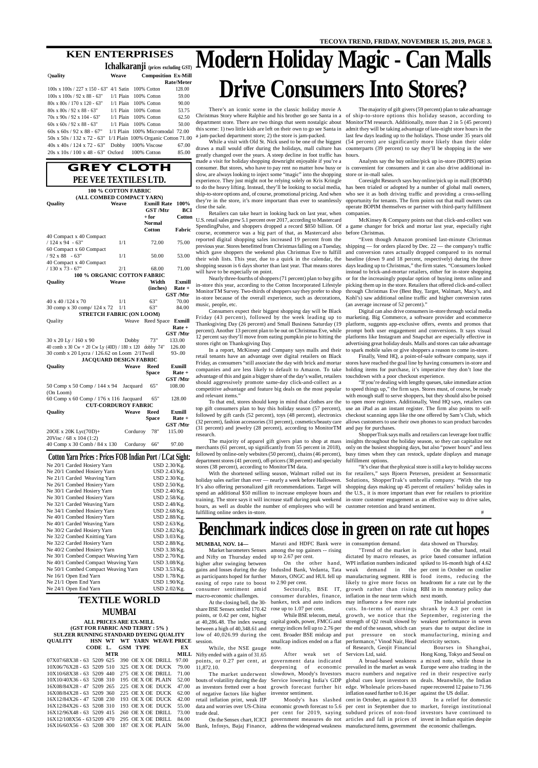## KEN ENTERPRISES

**Ichalkaranji** (prices excluding GST)

| Quality | Weave | Composition | Ex-Mill Rate/Meter |
|---|---|---|---|
| 100s x 100s / 227 x 150 - 63" | 4/1 Satin | 100% Cotton | 128.00 |
| 100s x 100s / 92 x 88 - 63" | 1/1 Plain | 100% Cotton | 59.00 |
| 80s x 80s / 170 x 120 - 63" | 1/1 Plain | 100% Cotton | 90.00 |
| 80s x 80s / 92 x 88 - 63" | 1/1 Plain | 100% Cotton | 53.75 |
| 70s x 90s / 92 x 104 - 63" | 1/1 Plain | 100% Cotton | 62.50 |
| 60s x 60s / 92 x 88 - 63" | 1/1 Plain | 100% Cotton | 50.00 |
| 60s x 60s / 92 x 88 - 67" | 1/1 Plain | 100% Micromodal | 72.00 |
| 50s x 50s / 132 x 72 - 63" | 1/1 Plain | 100% Organic Cotton | 71.00 |
| 40s x 40s / 124 x 72 - 63" | Dobby | 100% Viscose | 67.00 |
| 20s x 10s / 100 x 48 - 63" | Oxford | 100% Cotton | 85.00 |

## GREY CLOTH

### PEE VEE TEXTILES LTD.

**100 % COTTON FABRIC (ALL COMBED COMPACT YARN)**

| Quality | Weave | Exmill Rate GST /Mtr + for Normal Cotton | 100% BCI Cotton Fabric |
|---|---|---|---|
| 40 Compact x 40 Compact / 124 x 94 - 63" | 1/1 | 72.00 | 75.00 |
| 60 Compact x 60 Compact / 92 x 88 - 63" | 1/1 | 50.00 | 53.00 |
| 40 Compact x 40 Compact / 130 x 73 - 67" | 2/1 | 68.00 | 71.00 |

**100 % ORGANIC COTTON FABRIC**

| Quality | Weave | Width (inches) | Exmill Rate + GST /Mtr |
|---|---|---|---|
| 40 x 40 /124 x 70 | 1/1 | 63" | 70.00 |
| 30 comp x 30 comp/ 124 x 72 | 1/1 | 63" | 84.00 |

**STRETCH FABRIC (ON LOOM)**

| Quality | Weave | Reed Space | Exmill Rate + GST /Mtr |
|---|---|---|---|
| 30 x 20 Ly / 160 x 90 | Dobby | 73" | 133.00 |
| 40 comb x 30 Cw + 20 Cw Ly (40D) / 180 x 120 | dobby | 74" | 126.00 |
| 30 comb x 20 Lycra / 126.62 on Loom | 2/1Twoll | | 93-.00 |

**JACQUARD DESIGN FABRIC**

| Quality | Weave | Reed Space | Exmill Rate + GST /Mtr |
|---|---|---|---|
| 50 Comp x 50 Comp / 144 x 94 (On Loom) | Jacquard | 65" | 108.00 |
| 60 Comp x 60 Comp / 176 x 116 | Jacquard | 65" | 128.00 |

**CUT-CORDUROY FABRIC**

| Quality | Weave | Reed Space | Exmill Rate + GST /Mtr |
|---|---|---|---|
| 20OE x 20K Lyc(70D)+ 20Visc / 68 x 104 (1:2) | Corduroy | 78" | 115.00 |
| 40 Comp x 30 Comb / 84 x 130 | Corduroy | 66" | 97.00 |

## Cotton Yarn Prices : Prices FOB Indian Port / LCat Sight:

| Yarn | Price |
|---|---|
| Ne 20/1 Carded Hosiery Yarn | USD 2.30/Kg. |
| Ne 20/1 Combed Hosiery Yarn | USD 2.43/Kg. |
| Ne 21/1 Carded Weaving Yarn | USD 2.30/Kg. |
| Ne 26/1 Combed Hosiery Yarn | USD 2.50/Kg. |
| Ne 30/1 Carded Hosiery Yarn | USD 2.40/Kg. |
| Ne 30/1 Combed Hosiery Yarn | USD 2.58/Kg. |
| Ne 32/1 Carded Weaving Yarn | USD 2.48/Kg. |
| Ne 34/1 Combed Hosiery Yarn | USD 2.68/Kg. |
| Ne 40/1 Combed Hosiery Yarn | USD 2.88/Kg. |
| Ne 40/1 Carded Weaving Yarn | USD 2.63/Kg. |
| Ne 30/2 Carded Hosiery Yarn | USD 2.82/Kg. |
| Ne 32/2 Combed Knitting Yarn | USD 3.03/Kg. |
| Ne 32/2 Carded Hosiery Yarn | USD 2.88/Kg. |
| Ne 40/2 Combed Hosiery Yarn | USD 3.38/Kg. |
| Ne 30/1 Combed Compact Weaving Yarn | USD 2.70/Kg. |
| Ne 40/1 Combed Compact Weaving Yarn | USD 3.08/Kg. |
| Ne 50/1 Combed Compact Weaving Yarn | USD 3.53/Kg. |
| Ne 16/1 Open End Yarn | USD 1.78/Kg. |
| Ne 21/1 Open End Yarn | USD 1.90/Kg. |
| Ne 24/1 Open End Yarn | USD 2.02/Kg. |

## TEXTILE WORLD

### MUMBAI

**ALL PRICES ARE EX-MILL (GST FOR FABRIC AND TERRY : 5% )**

**SULZER RUNNING STANDARD DYEING QUALITY**

| QUALITY | HSN CODE | WT L. MTR | WT GSM | YARN TYPE | WEAVE | PRICE EX MILL |
|---|---|---|---|---|---|---|
| 07X07/68X38 - 63 | 5209 | 625 | 390 | OE X OE | DRILL | 97.00 |
| 10X06/76X28 - 63 | 5209 | 510 | 325 | OE X OE | DUCK | 79.00 |
| 10X10/68X38 - 63 | 5209 | 440 | 275 | OE X OE | DRILL | 71.00 |
| 10X10/40X36 - 63 | 5208 | 310 | 195 | OE X OE | PLAIN | 52.00 |
| 16X08/84X28 - 47 | 5209 | 265 | 225 | OE X OE | DUCK | 47.00 |
| 16X08/84X28 - 63 | 5209 | 360 | 225 | OE X OE | DUCK | 62.00 |
| 16X12/84X26 - 47 | 5208 | 230 | 193 | OE X OE | DUCK | 42.00 |
| 16X12/84X26 - 63 | 5208 | 310 | 193 | OE X OE | DUCK | 55.00 |
| 16X12/96X48 - 63 | 5209 | 415 | 260 | OE X OE | DRILL | 73.00 |
| 16X12/108X56 - 63 | 5209 | 470 | 295 | OE X OE | DRILL | 84.00 |
| 16X16/60X56 - 63 | 5208 | 300 | 187 | OE X OE | PLAIN | 56.00 |

# Modern Holiday Magic - Can Malls Drive Consumers Into Stores?

There's an iconic scene in the classic holiday movie A Christmas Story where Ralphie and his brother go see Santa in a department store. There are two things that seem nostalgic about this scene: 1) two little kids are left on their own to go see Santa in a jam-packed department store; 2) the store is jam-packed.

While a visit with Old St. Nick used to be one of the biggest draws a mall would offer during the holidays, mall culture has greatly changed over the years. A steep decline in foot traffic has made a visit for holiday shopping downright enjoyable if you're a consumer. But stores, who have to pay rent no matter how busy or slow, are always looking to inject some "magic" into the shopping experience. They just might not be relying solely on Kris Kringle to do the heavy lifting. Instead, they'll be looking to social media, ship-to-store options and, of course, promotional pricing. And when they're in the store, it's more important than ever to seamlessly close the sale.

Retailers can take heart in looking back on last year, when U.S. retail sales grew 5.1 percent over 2017, according to Mastercard SpendingPulse, and shoppers dropped a record $850 billion. Of course, ecommerce was a big part of that, as Mastercard also reported digital shopping sales increased 19 percent from the previous year. Stores benefitted from Christmas falling on a Tuesday, which gave shoppers the weekend plus Christmas Eve to fulfill their wish lists. This year, due to a quirk in the calendar, the shopping season is 6 days shorter than last year. That means stores will have to be especially on point.

Nearly three-fourths of shoppers (71 percent) plan to buy gifts in-store this year, according to the Cotton Incorporated Lifestyle MonitorTM Survey. Two-thirds of shoppers say they prefer to shop in-store because of the overall experience, such as decorations, music, people, etc.

Consumers expect their biggest shopping day will be Black Friday (43 percent), followed by the week leading up to Thanksgiving Day (26 percent) and Small Business Saturday (19 percent). Another 13 percent plan to be out on Christmas Eve, while 12 percent say they'll move from eating pumpkin pie to hitting the stores right on Thanksgiving Day.

In a report, McKinsey and Company says malls and their retail tenants have an advantage over digital retailers on Black Friday, as consumers "still associate the day with brick and mortar companies and are less likely to default to Amazon. To take advantage of this and gain a bigger share of the day's wallet, retailers should aggressively promote same-day click-and-collect as a competitive advantage and feature big deals on the most popular and relevant items."

To that end, stores should keep in mind that clothes are the top gift consumers plan to buy this holiday season (57 percent), followed by gift cards (52 percent), toys (48 percent), electronics (32 percent), fashion accessories (31 percent), cosmetics/beauty care (31 percent) and jewelry (28 percent), according to MonitorTM research.

The majority of apparel gift givers plan to shop at mass merchants (61 percent, up significantly from 55 percent in 2018), followed by online-only websites (50 percent), chains (46 percent), department stores (41 percent), off-pricers (38 percent) and specialty stores (38 percent), according to MonitorTM data.

With the shortened selling season, Walmart rolled out its holiday sales earlier than ever — nearly a week before Halloween. It's also offering personalized gift recommendations. Target will spend an additional $50 million to increase employee hours and training. The store says it will increase staff during peak weekend hours, as well as double the number of employees who will be fulfilling online orders in-store.

The majority of gift givers (59 percent) plan to take advantage of ship-to-store options this holiday season, according to MonitorTM research. Additionally, more than 2 in 5 (45 percent) admit they will be taking advantage of late-night store hours in the last few days leading up to the holidays. Those under 35 years old (54 percent) are significantly more likely than their older counterparts (39 percent) to say they'll be shopping in the wee hours.

Analysts say the buy online/pick up in-store (BOPIS) option is convenient for consumers and it can also drive additional in-store or in-mall sales.

Coresight Research says buy online/pick up in mall (BOPIM) has been trialed or adopted by a number of global mall owners, who see it as both driving traffic and providing a cross-selling opportunity for tenants. The firm points out that mall owners can operate BOPIM themselves or partner with third-party fulfillment companies.

McKinsey & Company points out that click-and-collect was a game changer for brick and mortar last year, especially right before Christmas.

"Even though Amazon promised last-minute Christmas shipping — for orders placed by Dec. 22 — the company's traffic and conversion rates actually dropped compared to its normal baseline (down 9 and 18 percent, respectively) during the three days leading up to Christmas," the firm states. "Consumers looked instead to brick-and-mortar retailers, either for in-store shopping or for the increasingly popular option of buying items online and picking them up in the store. Retailers that offered click-and-collect through Christmas Eve (Best Buy, Target, Walmart, Macy's, and Kohl's) saw additional online traffic and higher conversion rates (an average increase of 52 percent)."

Digital can also drive consumers in-store through social media marketing. Big Commerce, a software provider and ecommerce platform, suggests app-exclusive offers, events and promos that prompt both user engagement and conversions. It says visual platforms like Instagram and Snapchat are especially effective in advertising great holiday deals. Malls and stores can take advantage to spark mobile sales or give shoppers a reason to come in-store.

Finally, Vend HQ, a point-of-sale software company, says if stores have reached the goal line by having consumers in-store and holding items for purchase, it's imperative they don't lose the touchdown with a poor checkout experience.

"If you're dealing with lengthy queues, take immediate action to speed things up," the firm says. Stores must, of course, be ready with enough staff to serve shoppers, but they should also be poised to open more registers. Additionally, Vend HQ says, retailers can use an iPad as an instant register. The firm also points to self-checkout scanning apps like the one offered by Sam's Club, which allows customers to use their own phones to scan product barcodes and pay for purchases.

ShopperTrak says malls and retailers can leverage foot traffic insights throughout the holiday season, so they can capitalize not only on the busiest shopping days, but also "power hours" and less busy times when they can restock, update displays and manage fulfillment options.

"It's clear that the physical store is still a key to holiday success for retailers," says Bjoern Petersen, president at Sensormatic Solutions, ShopperTrak's umbrella company. "With the top shopping days making up 45 percent of retailers' holiday sales in the U.S., it is more important than ever for retailers to prioritize in-store customer engagement as an effective way to drive sales, customer retention and brand sentiment.

#

# Benchmark indices close in green on rate cut hopes

**MUMBAI, NOV. 14—**

Market barometers Sensex and Nifty on Thursday ended higher after swinging between gains and losses during the day as participants hoped for further easing of repo rate to boost consumer sentiment amid macro-economic challenges.

At the closing bell, the 30-share BSE Sensex settled 170.42 points, or 0.42 per cent, higher at 40,286.48. The index swung between a high of 40,348.61 and low of 40,026.99 during the session.

While, the NSE gauge Nifty ended with a gain of 31.65 points, or 0.27 per cent, at 11,872.10.

The market underwent bouts of volatility during the day as investors fretted over a host of negative factors like higher retail inflation print, weak IIP data and worries over US-China trade deal.

On the Sensex chart, ICICI Bank, Infosys, Bajaj Finance, Maruti and HDFC Bank were among the top gainers -- rising up to 2.67 per cent.

On the other hand, IndusInd Bank, Vedanta, Tata Motors, ONGC and HUL fell up to 2.90 per cent.

Sectorally, BSE IT, consumer durables, finance, bankex, teck and auto indices rose up to 1.07 per cent.

While BSE telecom, metal, capital goods, power, FMCG and energy indices fell up to 2.76 per cent. Broader BSE midcap and smallcap indices ended on a flat note.

After weak set of government data indicated deepening of economic slowdown, Moody's Investors Service lowering India's GDP growth forecast further hit investor sentiment.

Moody's has slashed economic growth forecast to 5.6 per cent for 2019, saying government measures do not address the widespread weakness in consumption demand.

"Trend of the market is dictated by macro releases, as WPI inflation numbers indicated weak demand in the manufacturing segment. RBI is likely to give more focus on growth rather than rising inflation in the near term which may influence a few more rate cuts. In-terms of earnings growth, we notice that the strength of Q2 results slowed by the end of the season, which can put pressure on stock performance," Vinod Nair, Head of Research, Geojit Financial Services Ltd, said.

A broad-based weakness prevailed in the market as weak macro numbers and negative global cues kept investors on edge. Wholesale prices-based inflation eased further to 0.16 per cent in October, as against 0.33 per cent in September due to subdued prices of non-food articles and fall in prices of manufactured items, government data showed on Thursday.

On the other hand, retail price based consumer inflation spiked to 16-month high of 4.62 per cent in October on costlier food items, reducing the headroom for a rate cut by the RBI in its monetary policy due next month.

The industrial production shrank by 4.3 per cent in September, registering the weakest performance in seven years due to output decline in manufacturing, mining and electricity sectors.

Bourses in Shanghai, Hong Kong, Tokyo and Seoul on a mixed note, while those in Europe were also trading in the red in their respective early deals. Meanwhile, the Indian rupee recovered 12 paise to 71.96 against the US dollar.

In a relief for domestic market, foreign institutional investors have continued to invest in Indian equities despite the economic challenges.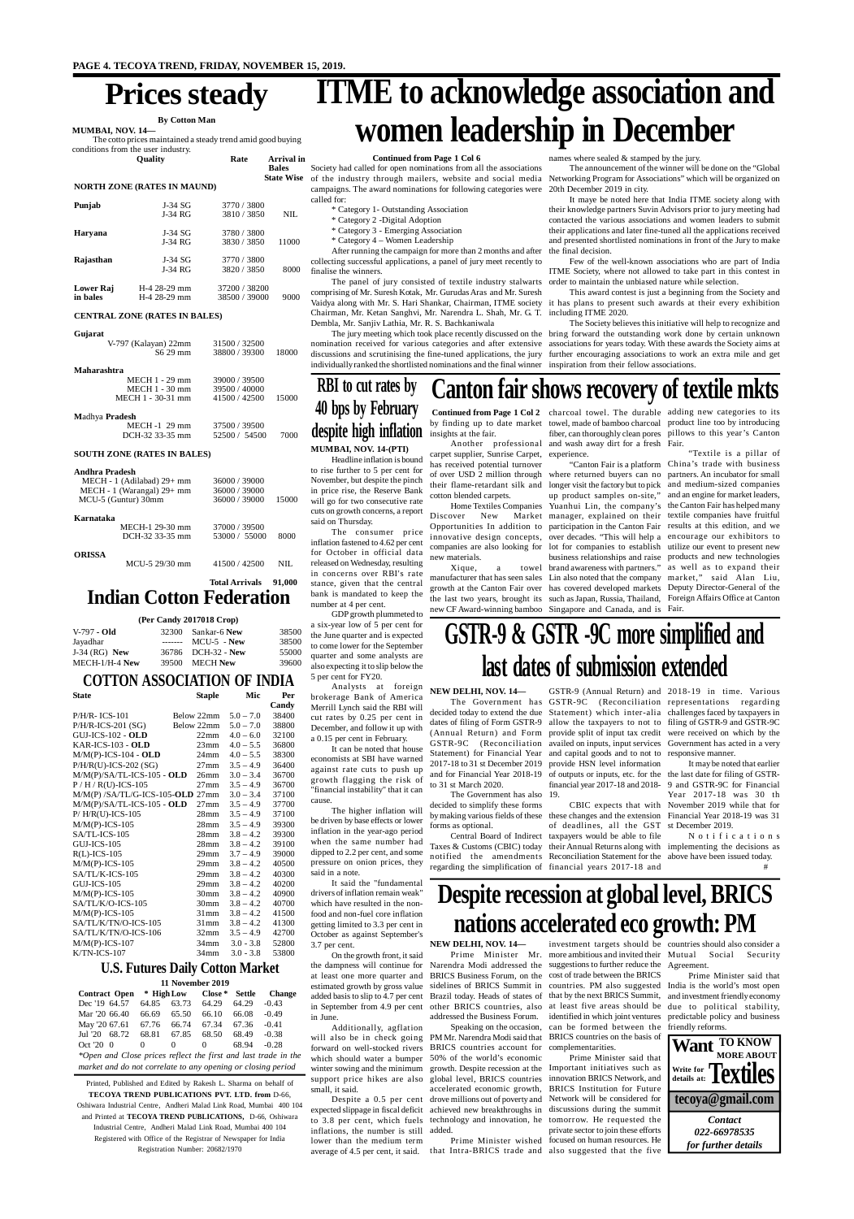# Prices steady

**By Cotton Man**

**MUMBAI, NOV. 14—**

The cotto prices maintained a steady trend amid good buying conditions from the user industry.

| | Quality | Rate | Arrival in Bales State Wise |
|---|---|---|---|
| **NORTH ZONE (RATES IN MAUND)** | | | |
| **Punjab** | J-34 SG | 3770 / 3800 | |
| | J-34 RG | 3810 / 3850 | NIL |
| **Haryana** | J-34 SG | 3780 / 3800 | |
| | J-34 RG | 3830 / 3850 | 11000 |
| **Rajasthan** | J-34 SG | 3770 / 3800 | |
| | J-34 RG | 3820 / 3850 | 8000 |
| **Lower Raj in bales** | H-4 28-29 mm | 37200 / 38200 | |
| | H-4 28-29 mm | 38500 / 39000 | 9000 |
| **CENTRAL ZONE (RATES IN BALES)** | | | |
| **Gujarat** | | | |
| | V-797 (Kalayan) 22mm | 31500 / 32500 | |
| | S6 29 mm | 38800 / 39300 | 18000 |
| **Maharashtra** | | | |
| | MECH 1 - 29 mm | 39000 / 39500 | |
| | MECH 1 - 30 mm | 39500 / 40000 | |
| | MECH 1 - 30-31 mm | 41500 / 42500 | 15000 |
| **Madhya Pradesh** | | | |
| | MECH -1 29 mm | 37500 / 39500 | |
| | DCH-32 33-35 mm | 52500 / 54500 | 7000 |
| **SOUTH ZONE (RATES IN BALES)** | | | |
| **Andhra Pradesh** | | | |
| | MECH - 1 (Adilabad) 29+ mm | 36000 / 39000 | |
| | MECH - 1 (Warangal) 29+ mm | 36000 / 39000 | |
| | MCU-5 (Guntur) 30mm | 36000 / 39000 | 15000 |
| **Karnataka** | | | |
| | MECH-1 29-30 mm | 37000 / 39500 | |
| | DCH-32 33-35 mm | 53000 / 55000 | 8000 |
| **ORISSA** | | | |
| | MCU-5 29/30 mm | 41500 / 42500 | NIL |
| | | **Total Arrivals** | **91,000** |

# Indian Cotton Federation

**(Per Candy 2017018 Crop)**

| | | | |
|---|---|---|---|
| V-797 - **Old** | 32300 | Sankar-6 **New** | 38500 |
| Jayadhar | ------- | MCU-5 - **New** | 38500 |
| J-34 (RG) **New** | 36786 | DCH-32 - **New** | 55000 |
| MECH-1/H-4 **New** | 39500 | MECH **New** | 39600 |

# COTTON ASSOCIATION OF INDIA

| State | Staple | Mic | Per Candy |
|---|---|---|---|
| P/H/R- ICS-101 | Below 22mm | 5.0 – 7.0 | 38400 |
| P/H/R-ICS-201 (SG) | Below 22mm | 5.0 – 7.0 | 38800 |
| GUJ-ICS-102 - **OLD** | 22mm | 4.0 – 6.0 | 32100 |
| KAR-ICS-103 - **OLD** | 23mm | 4.0 – 5.5 | 36800 |
| M/M(P)-ICS-104 - **OLD** | 24mm | 4.0 – 5.5 | 38300 |
| P/H/R(U)-ICS-202 (SG) | 27mm | 3.5 – 4.9 | 36400 |
| M/M(P)/SA/TL-ICS-105 - **OLD** | 26mm | 3.0 – 3.4 | 36700 |
| P / H / R(U)-ICS-105 | 27mm | 3.5 – 4.9 | 36700 |
| M/M(P) /SA/TL/G-ICS-105-**OLD** | 27mm | 3.0 – 3.4 | 37100 |
| M/M(P)/SA/TL-ICS-105 - **OLD** | 27mm | 3.5 – 4.9 | 37700 |
| P/ H/R(U)-ICS-105 | 28mm | 3.5 – 4.9 | 37100 |
| M/M(P)-ICS-105 | 28mm | 3.5 – 4.9 | 39300 |
| SA/TL-ICS-105 | 28mm | 3.8 – 4.2 | 39300 |
| GUJ-ICS-105 | 28mm | 3.8 – 4.2 | 39100 |
| R(L)-ICS-105 | 29mm | 3.7 – 4.9 | 39000 |
| M/M(P)-ICS-105 | 29mm | 3.8 – 4.2 | 40500 |
| SA/TL/K-ICS-105 | 29mm | 3.8 – 4.2 | 40300 |
| GUJ-ICS-105 | 29mm | 3.8 – 4.2 | 40200 |
| M/M(P)-ICS-105 | 30mm | 3.8 – 4.2 | 40900 |
| SA/TL/K/O-ICS-105 | 30mm | 3.8 – 4.2 | 40700 |
| M/M(P)-ICS-105 | 31mm | 3.8 – 4.2 | 41500 |
| SA/TL/K/TN/O-ICS-105 | 31mm | 3.8 – 4.2 | 41300 |
| SA/TL/K/TN/O-ICS-106 | 32mm | 3.5 – 4.9 | 42700 |
| M/M(P)-ICS-107 | 34mm | 3.0 - 3.8 | 52800 |
| K/TN-ICS-107 | 34mm | 3.0 - 3.8 | 53800 |

# U.S. Futures Daily Cotton Market

**11 November 2019**

| Contract | Open | * High | Low | Close * | Settle | Change |
|---|---|---|---|---|---|---|
| Dec '19 | 64.57 | 64.85 | 63.73 | 64.29 | 64.29 | -0.43 |
| Mar '20 | 66.40 | 66.69 | 65.50 | 66.10 | 66.08 | -0.49 |
| May '20 | 67.61 | 67.76 | 66.74 | 67.34 | 67.36 | -0.41 |
| Jul '20 | 68.72 | 68.81 | 67.85 | 68.50 | 68.49 | -0.38 |
| Oct '20 | 0 | 0 | 0 | 0 | 68.94 | -0.28 |

*Open and Close prices reflect the first and last trade in the market and do not correlate to any opening or closing period*

Printed, Published and Edited by Rakesh L. Sharma on behalf of **TECOYA TREND PUBLICATIONS PVT. LTD. from** D-66, Oshiwara Industrial Centre, Andheri Malad Link Road, Mumbai 400 104 and Printed at **TECOYA TREND PUBLICATIONS,** D-66, Oshiwara Industrial Centre, Andheri Malad Link Road, Mumbai 400 104 Registered with Office of the Registrar of Newspaper for India Registration Number: 20682/1970

# ITME to acknowledge association and women leadership in December

**Continued from Page 1 Col 6**

Society had called for open nominations from all the associations of the industry through mailers, website and social media campaigns. The award nominations for following categories were called for:

* Category 1- Outstanding Association
* Category 2 -Digital Adoption
* Category 3 - Emerging Association
* Category 4 – Women Leadership

After running the campaign for more than 2 months and after collecting successful applications, a panel of jury meet recently to finalise the winners.

The panel of jury consisted of textile industry stalwarts comprising of Mr. Suresh Kotak, Mr. Gurudas Aras and Mr. Suresh Vaidya along with Mr. S. Hari Shankar, Chairman, ITME society Chairman, Mr. Ketan Sanghvi, Mr. Narendra L. Shah, Mr. G. T. Dembla, Mr. Sanjiv Lathia, Mr. R. S. Bachkaniwala

The jury meeting which took place recently discussed on the nomination received for various categories and after extensive discussions and scrutinising the fine-tuned applications, the jury individually ranked the shortlisted nominations and the final winner names where sealed & stamped by the jury.

The announcement of the winner will be done on the "Global Networking Program for Associations" which will be organized on 20th December 2019 in city.

It maye be noted here that India ITME society along with their knowledge partners Suvin Advisors prior to jury meeting had contacted the various associations and women leaders to submit their applications and later fine-tuned all the applications received and presented shortlisted nominations in front of the Jury to make the final decision.

Few of the well-known associations who are part of India ITME Society, where not allowed to take part in this contest in order to maintain the unbiased nature while selection.

This award contest is just a beginning from the Society and it has plans to present such awards at their every exhibition including ITME 2020.

The Society believes this initiative will help to recognize and bring forward the outstanding work done by certain unknown associations for years today. With these awards the Society aims at further encouraging associations to work an extra mile and get inspiration from their fellow associations.

# RBI to cut rates by 40 bps by February despite high inflation

**MUMBAI, NOV. 14-(PTI)**

Headline inflation is bound to rise further to 5 per cent for November, but despite the pinch in price rise, the Reserve Bank will go for two consecutive rate cuts on growth concerns, a report said on Thursday.

The consumer price inflation fastened to 4.62 per cent for October in official data released on Wednesday, resulting in concerns over RBI's rate stance, given that the central bank is mandated to keep the number at 4 per cent.

GDP growth plummeted to a six-year low of 5 per cent for the June quarter and is expected to come lower for the September quarter and some analysts are also expecting it to slip below the 5 per cent for FY20.

Analysts at foreign brokerage Bank of America Merrill Lynch said the RBI will cut rates by 0.25 per cent in December, and follow it up with a 0.15 per cent in February.

It can be noted that house economists at SBI have warned against rate cuts to push up growth flagging the risk of "financial instability" that it can cause.

The higher inflation will be driven by base effects or lower inflation in the year-ago period when the same number had dipped to 2.2 per cent, and some pressure on onion prices, they said in a note.

It said the "fundamental drivers of inflation remain weak" which have resulted in the non-food and non-fuel core inflation getting limited to 3.3 per cent in October as against September's 3.7 per cent.

On the growth front, it said the dampness will continue for at least one more quarter and estimated growth by gross value added basis to slip to 4.7 per cent in September from 4.9 per cent in June.

Additionally, agflation will also be in check going forward on well-stocked rivers which should water a bumper winter sowing and the minimum support price hikes are also small, it said.

Despite a 0.5 per cent expected slippage in fiscal deficit to 3.8 per cent, which fuels inflations, the number is still lower than the medium term average of 4.5 per cent, it said.

# Canton fair shows recovery of textile mkts

**Continued from Page 1 Col 2** by finding up to date market insights at the fair.

Another professional carpet supplier, Sunrise Carpet, has received potential turnover of over USD 2 million through their flame-retardant silk and cotton blended carpets.

Home Textiles Companies Discover New Market Opportunities In addition to innovative design concepts, companies are also looking for new materials.

Xique, a towel manufacturer that has seen sales growth at the Canton Fair over the last two years, brought its new CF Award-winning bamboo charcoal towel. The durable towel, made of bamboo charcoal fiber, can thoroughly clean pores and wash away dirt for a fresh experience.

"Canton Fair is a platform where returned buyers can no longer visit the factory but to pick up product samples on-site," Yuanhui Lin, the company's manager, explained on their participation in the Canton Fair over decades. "This will help a lot for companies to establish business relationships and raise brand awareness with partners." Lin also noted that the company has covered developed markets such as Japan, Russia, Thailand, Singapore and Canada, and is adding new categories to its product line too by introducing pillows to this year's Canton Fair.

"Textile is a pillar of China's trade with business partners. An incubator for small and medium-sized companies and an engine for market leaders, the Canton Fair has helped many textile companies have fruitful results at this edition, and we encourage our exhibitors to utilize our event to present new products and new technologies as well as to expand their market," said Alan Liu, Deputy Director-General of the Foreign Affairs Office at Canton Fair.

# GSTR-9 & GSTR -9C more simplified and last dates of submission extended

**NEW DELHI, NOV. 14—**

The Government has decided today to extend the due dates of filing of Form GSTR-9 (Annual Return) and Form GSTR-9C (Reconciliation Statement) for Financial Year 2017-18 to 31 st December 2019 and for Financial Year 2018-19 to 31 st March 2020.

The Government has also decided to simplify these forms by making various fields of these forms as optional.

Central Board of Indirect Taxes & Customs (CBIC) today notified the amendments regarding the simplification of GSTR-9 (Annual Return) and GSTR-9C (Reconciliation Statement) which inter-alia allow the taxpayers to not to provide split of input tax credit availed on inputs, input services and capital goods and to not to provide HSN level information of outputs or inputs, etc. for the financial year 2017-18 and 2018-19.

CBIC expects that with these changes and the extension of deadlines, all the GST taxpayers would be able to file their Annual Returns along with Reconciliation Statement for the financial years 2017-18 and 2018-19 in time. Various representations regarding challenges faced by taxpayers in filing of GSTR-9 and GSTR-9C were received on which by the Government has acted in a very responsive manner.

It may be noted that earlier the last date for filing of GSTR-9 and GSTR-9C for Financial Year 2017-18 was 30 th November 2019 while that for Financial Year 2018-19 was 31 st December 2019.

Notifications implementing the decisions as above have been issued today.

#

# Despite recession at global level, BRICS nations accelerated eco growth: PM

**NEW DELHI, NOV. 14—**

Prime Minister Mr. Narendra Modi addressed the BRICS Business Forum, on the sidelines of BRICS Summit in Brazil today. Heads of states of other BRICS countries, also addressed the Business Forum.

Speaking on the occasion, PM Mr. Narendra Modi said that BRICS countries account for 50% of the world's economic growth. Despite recession at the global level, BRICS countries accelerated economic growth, drove millions out of poverty and achieved new breakthroughs in technology and innovation, he added.

Prime Minister wished that Intra-BRICS trade and investment targets should be more ambitious and invited their suggestions to further reduce the cost of trade between the BRICS countries. PM also suggested that by the next BRICS Summit, at least five areas should be identified in which joint ventures can be formed between the BRICS countries on the basis of complementarities.

Prime Minister said that Important initiatives such as innovation BRICS Network, and BRICS Institution for Future Network will be considered for discussions during the summit tomorrow. He requested the private sector to join these efforts focused on human resources. He also suggested that the five countries should also consider a Mutual Social Security Agreement.

Prime Minister said that India is the world's most open and investment friendly economy due to political stability, predictable policy and business friendly reforms.

**Want TO KNOW MORE ABOUT Textiles**

Write for details at:

**tecoya@gmail.com**

*Contact 022-66978535 for further details*